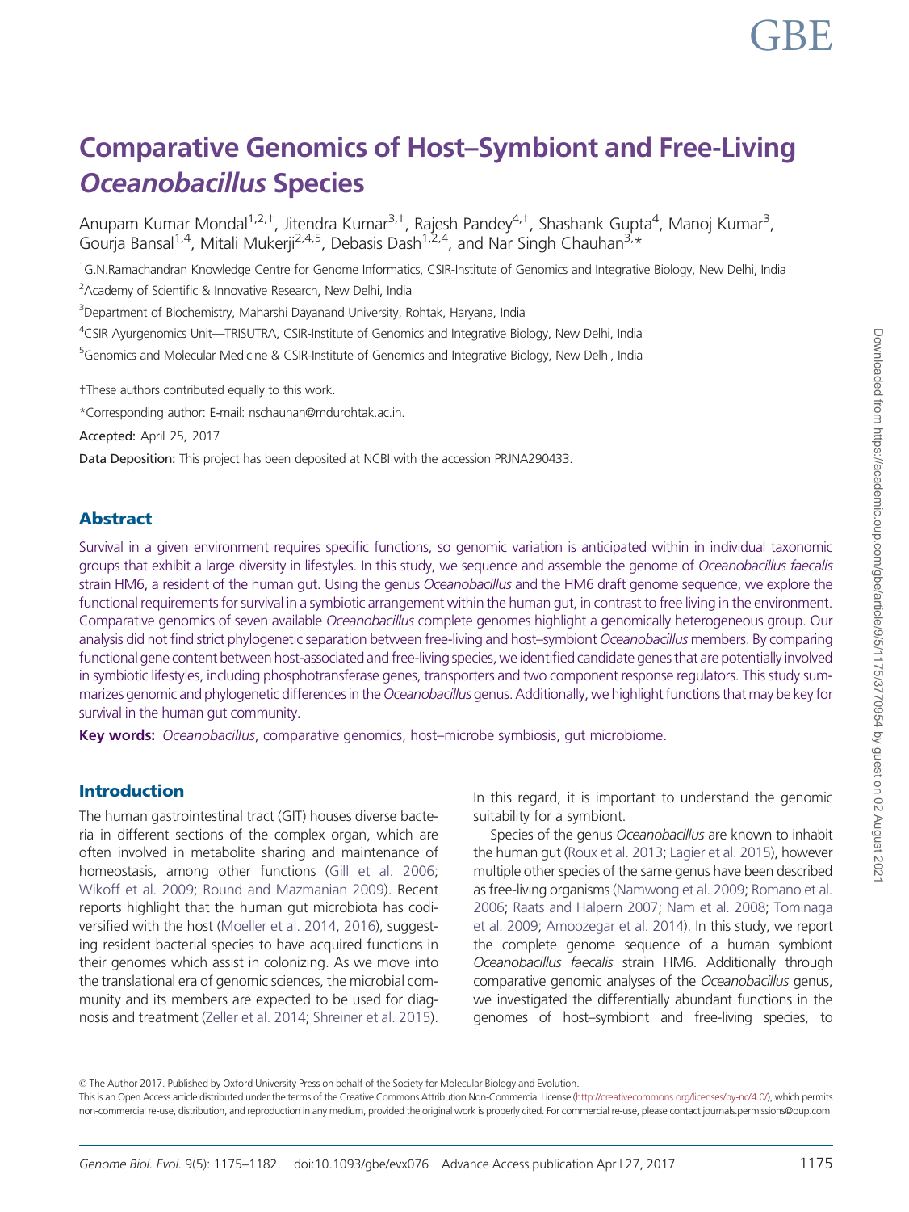# Comparative Genomics of Host–Symbiont and Free-Living *Oceanobacillus* Species

Anupam Kumar Mondal[1,2,†], Jitendra Kumar[3,†], Rajesh Pandey[4,†], Shashank Gupta[4], Manoj Kumar[3], Gourja Bansal[1,4], Mitali Mukerji[2,4,5], Debasis Dash[1,2,4], and Nar Singh Chauhan[3,*]

[1]G.N.Ramachandran Knowledge Centre for Genome Informatics, CSIR-Institute of Genomics and Integrative Biology, New Delhi, India

[2]Academy of Scientific & Innovative Research, New Delhi, India

[3]Department of Biochemistry, Maharshi Dayanand University, Rohtak, Haryana, India

[4]CSIR Ayurgenomics Unit—TRISUTRA, CSIR-Institute of Genomics and Integrative Biology, New Delhi, India

[5]Genomics and Molecular Medicine & CSIR-Institute of Genomics and Integrative Biology, New Delhi, India

†These authors contributed equally to this work.

*Corresponding author: E-mail: nschauhan@mdurohtak.ac.in.

**Accepted:** April 25, 2017

**Data Deposition:** This project has been deposited at NCBI with the accession PRJNA290433.

## Abstract

Survival in a given environment requires specific functions, so genomic variation is anticipated within in individual taxonomic groups that exhibit a large diversity in lifestyles. In this study, we sequence and assemble the genome of *Oceanobacillus faecalis* strain HM6, a resident of the human gut. Using the genus *Oceanobacillus* and the HM6 draft genome sequence, we explore the functional requirements for survival in a symbiotic arrangement within the human gut, in contrast to free living in the environment. Comparative genomics of seven available *Oceanobacillus* complete genomes highlight a genomically heterogeneous group. Our analysis did not find strict phylogenetic separation between free-living and host–symbiont *Oceanobacillus* members. By comparing functional gene content between host-associated and free-living species, we identified candidate genes that are potentially involved in symbiotic lifestyles, including phosphotransferase genes, transporters and two component response regulators. This study summarizes genomic and phylogenetic differences in the *Oceanobacillus* genus. Additionally, we highlight functions that may be key for survival in the human gut community.

**Key words:** *Oceanobacillus*, comparative genomics, host–microbe symbiosis, gut microbiome.

## Introduction

The human gastrointestinal tract (GIT) houses diverse bacteria in different sections of the complex organ, which are often involved in metabolite sharing and maintenance of homeostasis, among other functions (Gill et al. 2006; Wikoff et al. 2009; Round and Mazmanian 2009). Recent reports highlight that the human gut microbiota has codiversified with the host (Moeller et al. 2014, 2016), suggesting resident bacterial species to have acquired functions in their genomes which assist in colonizing. As we move into the translational era of genomic sciences, the microbial community and its members are expected to be used for diagnosis and treatment (Zeller et al. 2014; Shreiner et al. 2015). In this regard, it is important to understand the genomic suitability for a symbiont.

Species of the genus *Oceanobacillus* are known to inhabit the human gut (Roux et al. 2013; Lagier et al. 2015), however multiple other species of the same genus have been described as free-living organisms (Namwong et al. 2009; Romano et al. 2006; Raats and Halpern 2007; Nam et al. 2008; Tominaga et al. 2009; Amoozegar et al. 2014). In this study, we report the complete genome sequence of a human symbiont *Oceanobacillus faecalis* strain HM6. Additionally through comparative genomic analyses of the *Oceanobacillus* genus, we investigated the differentially abundant functions in the genomes of host–symbiont and free-living species, to

© The Author 2017. Published by Oxford University Press on behalf of the Society for Molecular Biology and Evolution.
This is an Open Access article distributed under the terms of the Creative Commons Attribution Non-Commercial License (http://creativecommons.org/licenses/by-nc/4.0/), which permits non-commercial re-use, distribution, and reproduction in any medium, provided the original work is properly cited. For commercial re-use, please contact journals.permissions@oup.com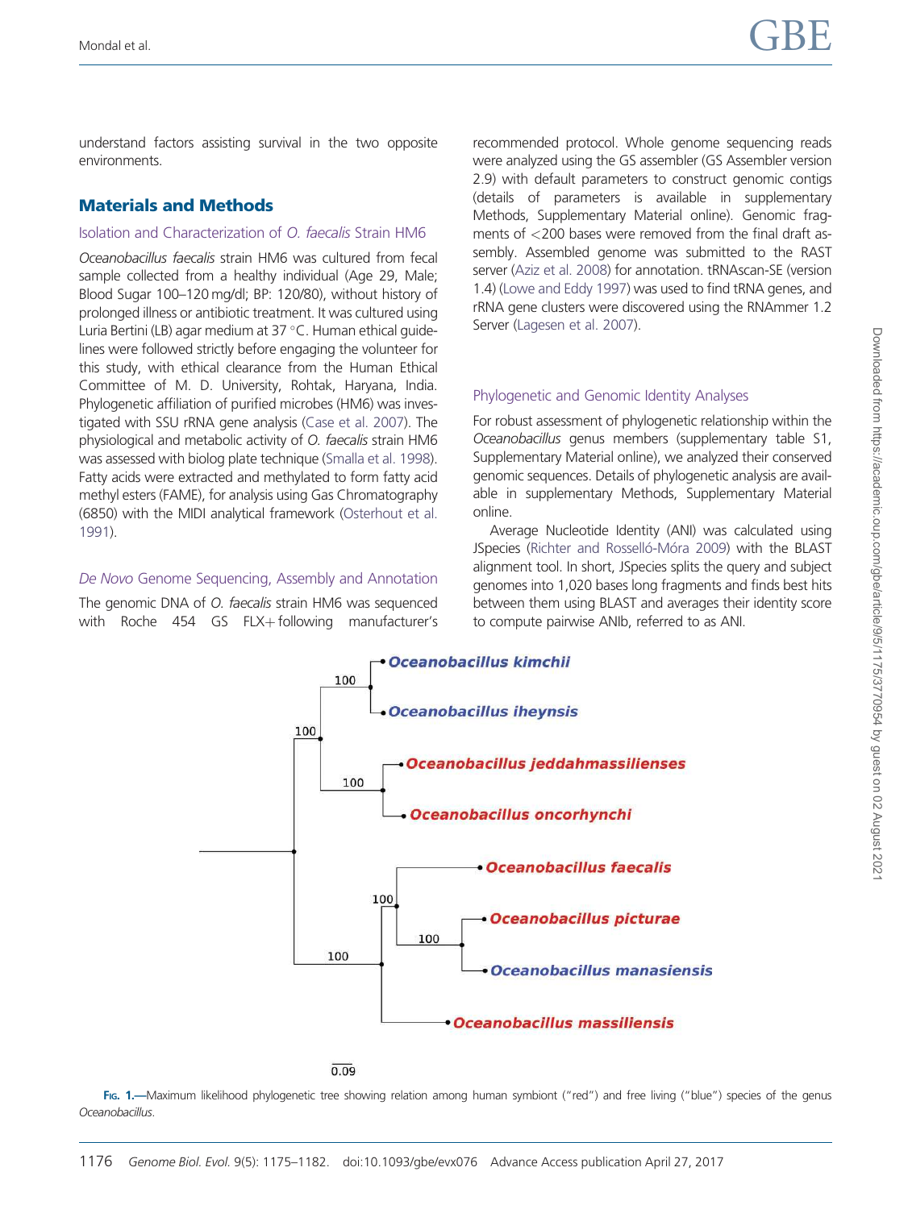understand factors assisting survival in the two opposite environments.

## Materials and Methods

### Isolation and Characterization of *O. faecalis* Strain HM6

*Oceanobacillus faecalis* strain HM6 was cultured from fecal sample collected from a healthy individual (Age 29, Male; Blood Sugar 100–120 mg/dl; BP: 120/80), without history of prolonged illness or antibiotic treatment. It was cultured using Luria Bertini (LB) agar medium at 37 °C. Human ethical guidelines were followed strictly before engaging the volunteer for this study, with ethical clearance from the Human Ethical Committee of M. D. University, Rohtak, Haryana, India. Phylogenetic affiliation of purified microbes (HM6) was investigated with SSU rRNA gene analysis (Case et al. 2007). The physiological and metabolic activity of *O. faecalis* strain HM6 was assessed with biolog plate technique (Smalla et al. 1998). Fatty acids were extracted and methylated to form fatty acid methyl esters (FAME), for analysis using Gas Chromatography (6850) with the MIDI analytical framework (Osterhout et al. 1991).

### *De Novo* Genome Sequencing, Assembly and Annotation

The genomic DNA of *O. faecalis* strain HM6 was sequenced with Roche 454 GS FLX+ following manufacturer's recommended protocol. Whole genome sequencing reads were analyzed using the GS assembler (GS Assembler version 2.9) with default parameters to construct genomic contigs (details of parameters is available in supplementary Methods, Supplementary Material online). Genomic fragments of <200 bases were removed from the final draft assembly. Assembled genome was submitted to the RAST server (Aziz et al. 2008) for annotation. tRNAscan-SE (version 1.4) (Lowe and Eddy 1997) was used to find tRNA genes, and rRNA gene clusters were discovered using the RNAmmer 1.2 Server (Lagesen et al. 2007).

### Phylogenetic and Genomic Identity Analyses

For robust assessment of phylogenetic relationship within the *Oceanobacillus* genus members (supplementary table S1, Supplementary Material online), we analyzed their conserved genomic sequences. Details of phylogenetic analysis are available in supplementary Methods, Supplementary Material online.

Average Nucleotide Identity (ANI) was calculated using JSpecies (Richter and Rosselló-Móra 2009) with the BLAST alignment tool. In short, JSpecies splits the query and subject genomes into 1,020 bases long fragments and finds best hits between them using BLAST and averages their identity score to compute pairwise ANIb, referred to as ANI.

**Fig. 1.**—Maximum likelihood phylogenetic tree showing relation among human symbiont ("red") and free living ("blue") species of the genus *Oceanobacillus*.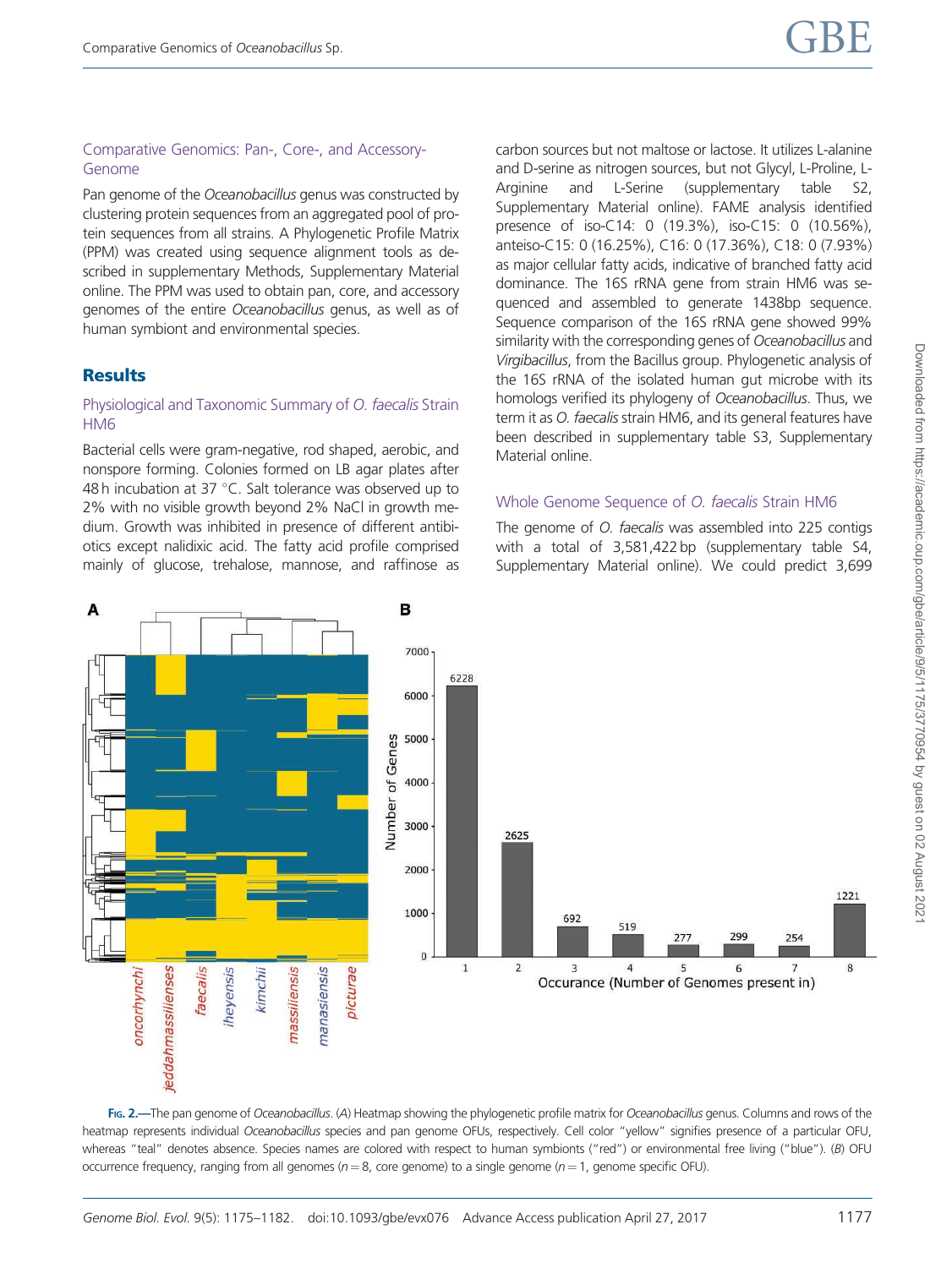### Comparative Genomics: Pan-, Core-, and Accessory-Genome

Pan genome of the *Oceanobacillus* genus was constructed by clustering protein sequences from an aggregated pool of protein sequences from all strains. A Phylogenetic Profile Matrix (PPM) was created using sequence alignment tools as described in supplementary Methods, Supplementary Material online. The PPM was used to obtain pan, core, and accessory genomes of the entire *Oceanobacillus* genus, as well as of human symbiont and environmental species.

## Results

### Physiological and Taxonomic Summary of *O. faecalis* Strain HM6

Bacterial cells were gram-negative, rod shaped, aerobic, and nonspore forming. Colonies formed on LB agar plates after 48 h incubation at 37 °C. Salt tolerance was observed up to 2% with no visible growth beyond 2% NaCl in growth medium. Growth was inhibited in presence of different antibiotics except nalidixic acid. The fatty acid profile comprised mainly of glucose, trehalose, mannose, and raffinose as carbon sources but not maltose or lactose. It utilizes L-alanine and D-serine as nitrogen sources, but not Glycyl, L-Proline, L-Arginine and L-Serine (supplementary table S2, Supplementary Material online). FAME analysis identified presence of iso-C14: 0 (19.3%), iso-C15: 0 (10.56%), anteiso-C15: 0 (16.25%), C16: 0 (17.36%), C18: 0 (7.93%) as major cellular fatty acids, indicative of branched fatty acid dominance. The 16S rRNA gene from strain HM6 was sequenced and assembled to generate 1438bp sequence. Sequence comparison of the 16S rRNA gene showed 99% similarity with the corresponding genes of *Oceanobacillus* and *Virgibacillus*, from the Bacillus group. Phylogenetic analysis of the 16S rRNA of the isolated human gut microbe with its homologs verified its phylogeny of *Oceanobacillus*. Thus, we term it as *O. faecalis* strain HM6, and its general features have been described in supplementary table S3, Supplementary Material online.

### Whole Genome Sequence of *O. faecalis* Strain HM6

The genome of *O. faecalis* was assembled into 225 contigs with a total of 3,581,422 bp (supplementary table S4, Supplementary Material online). We could predict 3,699

**Fig. 2.**—The pan genome of *Oceanobacillus*. (*A*) Heatmap showing the phylogenetic profile matrix for *Oceanobacillus* genus. Columns and rows of the heatmap represents individual *Oceanobacillus* species and pan genome OFUs, respectively. Cell color "yellow" signifies presence of a particular OFU, whereas "teal" denotes absence. Species names are colored with respect to human symbionts ("red") or environmental free living ("blue"). (*B*) OFU occurrence frequency, ranging from all genomes ($n = 8$, core genome) to a single genome ($n = 1$, genome specific OFU).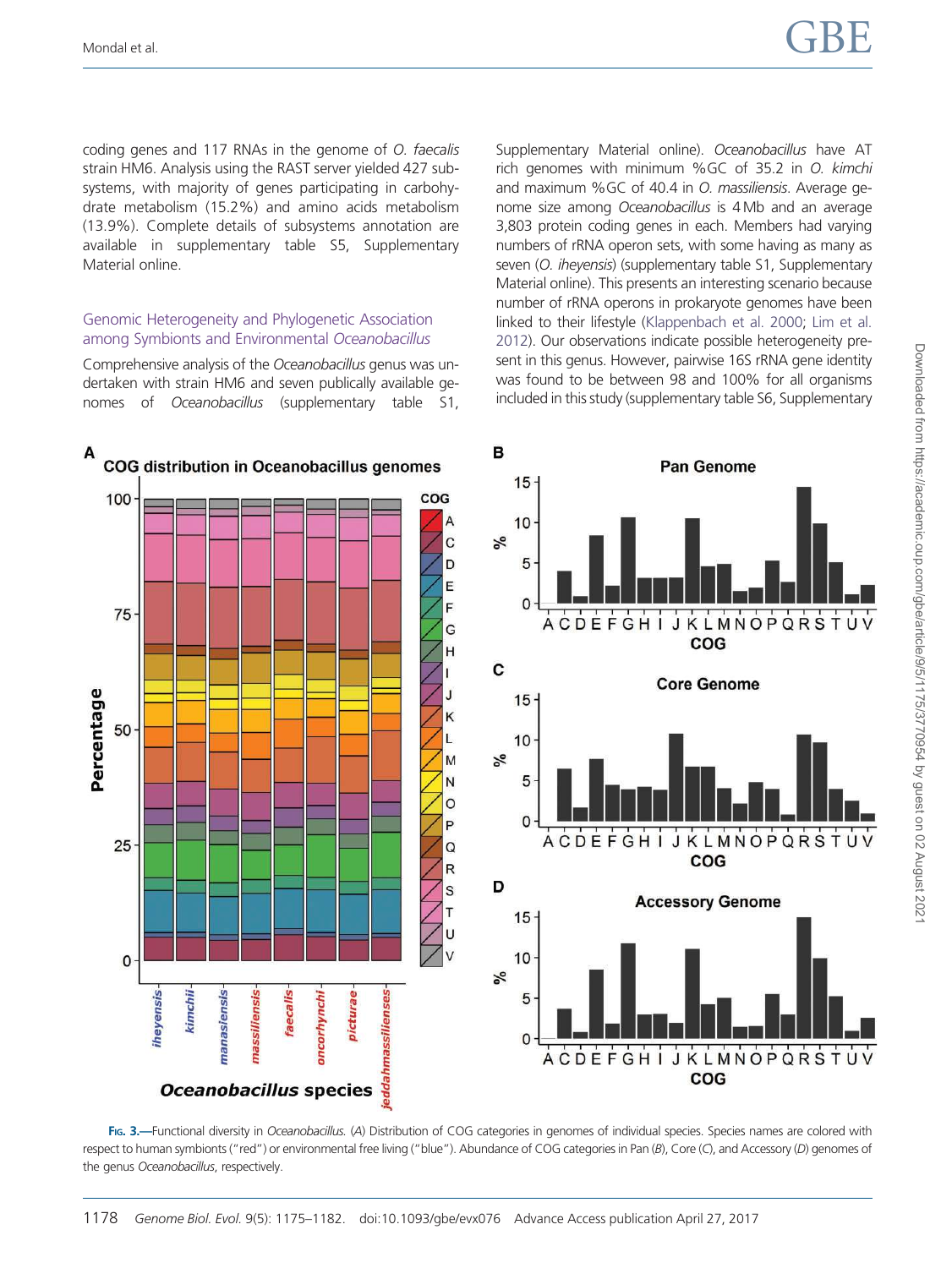coding genes and 117 RNAs in the genome of *O. faecalis* strain HM6. Analysis using the RAST server yielded 427 subsystems, with majority of genes participating in carbohydrate metabolism (15.2%) and amino acids metabolism (13.9%). Complete details of subsystems annotation are available in supplementary table S5, Supplementary Material online.

## Genomic Heterogeneity and Phylogenetic Association among Symbionts and Environmental *Oceanobacillus*

Comprehensive analysis of the *Oceanobacillus* genus was undertaken with strain HM6 and seven publically available genomes of *Oceanobacillus* (supplementary table S1, Supplementary Material online). *Oceanobacillus* have AT rich genomes with minimum %GC of 35.2 in *O. kimchi* and maximum %GC of 40.4 in *O. massiliensis*. Average genome size among *Oceanobacillus* is 4 Mb and an average 3,803 protein coding genes in each. Members had varying numbers of rRNA operon sets, with some having as many as seven (*O. iheyensis*) (supplementary table S1, Supplementary Material online). This presents an interesting scenario because number of rRNA operons in prokaryote genomes have been linked to their lifestyle (Klappenbach et al. 2000; Lim et al. 2012). Our observations indicate possible heterogeneity present in this genus. However, pairwise 16S rRNA gene identity was found to be between 98 and 100% for all organisms included in this study (supplementary table S6, Supplementary

Fig. 3.—Functional diversity in *Oceanobacillus*. (*A*) Distribution of COG categories in genomes of individual species. Species names are colored with respect to human symbionts ("red") or environmental free living ("blue"). Abundance of COG categories in Pan (*B*), Core (*C*), and Accessory (*D*) genomes of the genus *Oceanobacillus*, respectively.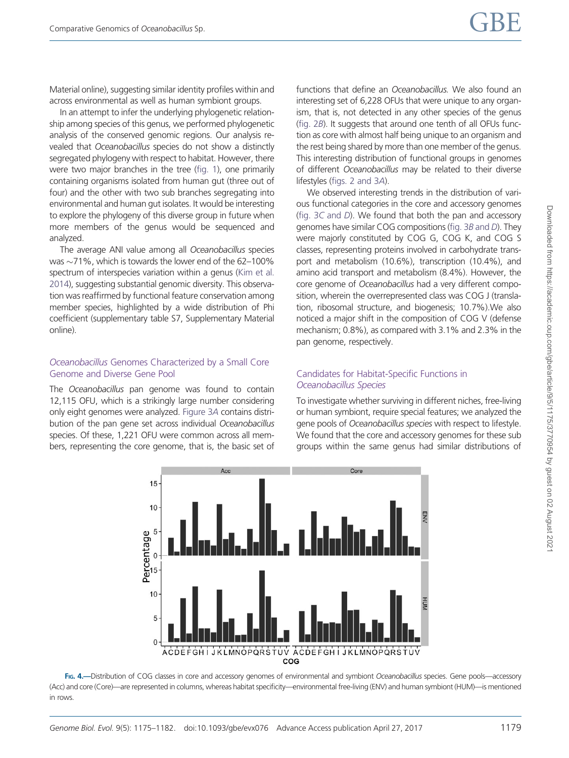Material online), suggesting similar identity profiles within and across environmental as well as human symbiont groups.

In an attempt to infer the underlying phylogenetic relationship among species of this genus, we performed phylogenetic analysis of the conserved genomic regions. Our analysis revealed that *Oceanobacillus* species do not show a distinctly segregated phylogeny with respect to habitat. However, there were two major branches in the tree (fig. 1), one primarily containing organisms isolated from human gut (three out of four) and the other with two sub branches segregating into environmental and human gut isolates. It would be interesting to explore the phylogeny of this diverse group in future when more members of the genus would be sequenced and analyzed.

The average ANI value among all *Oceanobacillus* species was ~71%, which is towards the lower end of the 62–100% spectrum of interspecies variation within a genus (Kim et al. 2014), suggesting substantial genomic diversity. This observation was reaffirmed by functional feature conservation among member species, highlighted by a wide distribution of Phi coefficient (supplementary table S7, Supplementary Material online).

### *Oceanobacillus* Genomes Characterized by a Small Core Genome and Diverse Gene Pool

The *Oceanobacillus* pan genome was found to contain 12,115 OFU, which is a strikingly large number considering only eight genomes were analyzed. Figure 3*A* contains distribution of the pan gene set across individual *Oceanobacillus* species. Of these, 1,221 OFU were common across all members, representing the core genome, that is, the basic set of functions that define an *Oceanobacillus.* We also found an interesting set of 6,228 OFUs that were unique to any organism, that is, not detected in any other species of the genus (fig. 2*B*). It suggests that around one tenth of all OFUs function as core with almost half being unique to an organism and the rest being shared by more than one member of the genus. This interesting distribution of functional groups in genomes of different *Oceanobacillus* may be related to their diverse lifestyles (figs. 2 and 3*A*).

We observed interesting trends in the distribution of various functional categories in the core and accessory genomes (fig. 3*C* and *D*). We found that both the pan and accessory genomes have similar COG compositions (fig. 3*B* and *D*). They were majorly constituted by COG G, COG K, and COG S classes, representing proteins involved in carbohydrate transport and metabolism (10.6%), transcription (10.4%), and amino acid transport and metabolism (8.4%). However, the core genome of *Oceanobacillus* had a very different composition, wherein the overrepresented class was COG J (translation, ribosomal structure, and biogenesis; 10.7%).We also noticed a major shift in the composition of COG V (defense mechanism; 0.8%), as compared with 3.1% and 2.3% in the pan genome, respectively.

### Candidates for Habitat-Specific Functions in *Oceanobacillus* Species

To investigate whether surviving in different niches, free-living or human symbiont, require special features; we analyzed the gene pools of *Oceanobacillus species* with respect to lifestyle. We found that the core and accessory genomes for these sub groups within the same genus had similar distributions of

**Fig. 4.**—Distribution of COG classes in core and accessory genomes of environmental and symbiont *Oceanobacillus* species. Gene pools—accessory (Acc) and core (Core)—are represented in columns, whereas habitat specificity—environmental free-living (ENV) and human symbiont (HUM)—is mentioned in rows.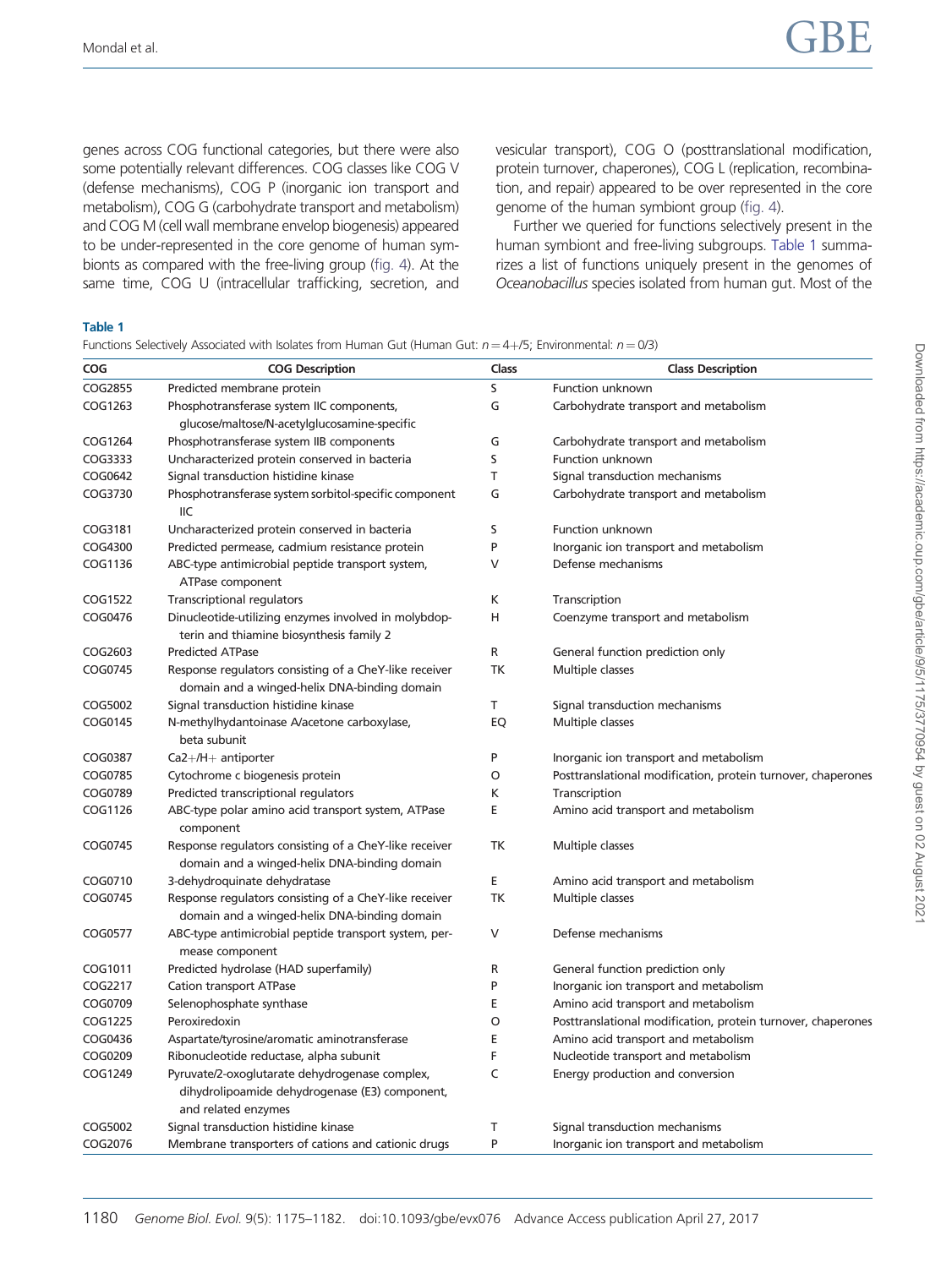genes across COG functional categories, but there were also some potentially relevant differences. COG classes like COG V (defense mechanisms), COG P (inorganic ion transport and metabolism), COG G (carbohydrate transport and metabolism) and COG M (cell wall membrane envelop biogenesis) appeared to be under-represented in the core genome of human symbionts as compared with the free-living group (fig. 4). At the same time, COG U (intracellular trafficking, secretion, and vesicular transport), COG O (posttranslational modification, protein turnover, chaperones), COG L (replication, recombination, and repair) appeared to be over represented in the core genome of the human symbiont group (fig. 4).

Further we queried for functions selectively present in the human symbiont and free-living subgroups. Table 1 summarizes a list of functions uniquely present in the genomes of *Oceanobacillus* species isolated from human gut. Most of the

**Table 1**

Functions Selectively Associated with Isolates from Human Gut (Human Gut: $n = 4+/5$; Environmental: $n = 0/3$)

| COG | COG Description | Class | Class Description |
|---|---|---|---|
| COG2855 | Predicted membrane protein | S | Function unknown |
| COG1263 | Phosphotransferase system IIC components, glucose/maltose/N-acetylglucosamine-specific | G | Carbohydrate transport and metabolism |
| COG1264 | Phosphotransferase system IIB components | G | Carbohydrate transport and metabolism |
| COG3333 | Uncharacterized protein conserved in bacteria | S | Function unknown |
| COG0642 | Signal transduction histidine kinase | T | Signal transduction mechanisms |
| COG3730 | Phosphotransferase system sorbitol-specific component IIC | G | Carbohydrate transport and metabolism |
| COG3181 | Uncharacterized protein conserved in bacteria | S | Function unknown |
| COG4300 | Predicted permease, cadmium resistance protein | P | Inorganic ion transport and metabolism |
| COG1136 | ABC-type antimicrobial peptide transport system, ATPase component | V | Defense mechanisms |
| COG1522 | Transcriptional regulators | K | Transcription |
| COG0476 | Dinucleotide-utilizing enzymes involved in molybdopterin and thiamine biosynthesis family 2 | H | Coenzyme transport and metabolism |
| COG2603 | Predicted ATPase | R | General function prediction only |
| COG0745 | Response regulators consisting of a CheY-like receiver domain and a winged-helix DNA-binding domain | TK | Multiple classes |
| COG5002 | Signal transduction histidine kinase | T | Signal transduction mechanisms |
| COG0145 | N-methylhydantoinase A/acetone carboxylase, beta subunit | EQ | Multiple classes |
| COG0387 | Ca2+/H+ antiporter | P | Inorganic ion transport and metabolism |
| COG0785 | Cytochrome c biogenesis protein | O | Posttranslational modification, protein turnover, chaperones |
| COG0789 | Predicted transcriptional regulators | K | Transcription |
| COG1126 | ABC-type polar amino acid transport system, ATPase component | E | Amino acid transport and metabolism |
| COG0745 | Response regulators consisting of a CheY-like receiver domain and a winged-helix DNA-binding domain | TK | Multiple classes |
| COG0710 | 3-dehydroquinate dehydratase | E | Amino acid transport and metabolism |
| COG0745 | Response regulators consisting of a CheY-like receiver domain and a winged-helix DNA-binding domain | TK | Multiple classes |
| COG0577 | ABC-type antimicrobial peptide transport system, permease component | V | Defense mechanisms |
| COG1011 | Predicted hydrolase (HAD superfamily) | R | General function prediction only |
| COG2217 | Cation transport ATPase | P | Inorganic ion transport and metabolism |
| COG0709 | Selenophosphate synthase | E | Amino acid transport and metabolism |
| COG1225 | Peroxiredoxin | O | Posttranslational modification, protein turnover, chaperones |
| COG0436 | Aspartate/tyrosine/aromatic aminotransferase | E | Amino acid transport and metabolism |
| COG0209 | Ribonucleotide reductase, alpha subunit | F | Nucleotide transport and metabolism |
| COG1249 | Pyruvate/2-oxoglutarate dehydrogenase complex, dihydrolipoamide dehydrogenase (E3) component, and related enzymes | C | Energy production and conversion |
| COG5002 | Signal transduction histidine kinase | T | Signal transduction mechanisms |
| COG2076 | Membrane transporters of cations and cationic drugs | P | Inorganic ion transport and metabolism |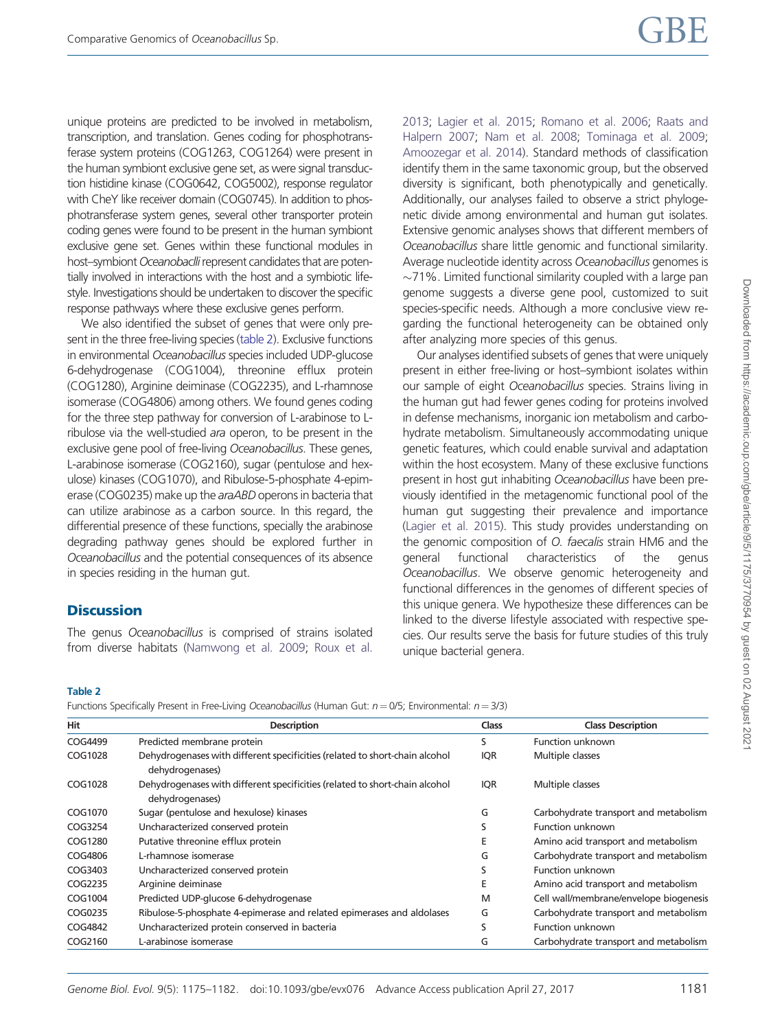unique proteins are predicted to be involved in metabolism, transcription, and translation. Genes coding for phosphotransferase system proteins (COG1263, COG1264) were present in the human symbiont exclusive gene set, as were signal transduction histidine kinase (COG0642, COG5002), response regulator with CheY like receiver domain (COG0745). In addition to phosphotransferase system genes, several other transporter protein coding genes were found to be present in the human symbiont exclusive gene set. Genes within these functional modules in host–symbiont *Oceanobaclli* represent candidates that are potentially involved in interactions with the host and a symbiotic lifestyle. Investigations should be undertaken to discover the specific response pathways where these exclusive genes perform.

We also identified the subset of genes that were only present in the three free-living species (table 2). Exclusive functions in environmental *Oceanobacillus* species included UDP-glucose 6-dehydrogenase (COG1004), threonine efflux protein (COG1280), Arginine deiminase (COG2235), and L-rhamnose isomerase (COG4806) among others. We found genes coding for the three step pathway for conversion of L-arabinose to L-ribulose via the well-studied *ara* operon, to be present in the exclusive gene pool of free-living *Oceanobacillus*. These genes, L-arabinose isomerase (COG2160), sugar (pentulose and hexulose) kinases (COG1070), and Ribulose-5-phosphate 4-epimerase (COG0235) make up the *araABD* operons in bacteria that can utilize arabinose as a carbon source. In this regard, the differential presence of these functions, specially the arabinose degrading pathway genes should be explored further in *Oceanobacillus* and the potential consequences of its absence in species residing in the human gut.

## Discussion

The genus *Oceanobacillus* is comprised of strains isolated from diverse habitats (Namwong et al. 2009; Roux et al. 2013; Lagier et al. 2015; Romano et al. 2006; Raats and Halpern 2007; Nam et al. 2008; Tominaga et al. 2009; Amoozegar et al. 2014). Standard methods of classification identify them in the same taxonomic group, but the observed diversity is significant, both phenotypically and genetically. Additionally, our analyses failed to observe a strict phylogenetic divide among environmental and human gut isolates. Extensive genomic analyses shows that different members of *Oceanobacillus* share little genomic and functional similarity. Average nucleotide identity across *Oceanobacillus* genomes is ~71%. Limited functional similarity coupled with a large pan genome suggests a diverse gene pool, customized to suit species-specific needs. Although a more conclusive view regarding the functional heterogeneity can be obtained only after analyzing more species of this genus.

Our analyses identified subsets of genes that were uniquely present in either free-living or host–symbiont isolates within our sample of eight *Oceanobacillus* species. Strains living in the human gut had fewer genes coding for proteins involved in defense mechanisms, inorganic ion metabolism and carbohydrate metabolism. Simultaneously accommodating unique genetic features, which could enable survival and adaptation within the host ecosystem. Many of these exclusive functions present in host gut inhabiting *Oceanobacillus* have been previously identified in the metagenomic functional pool of the human gut suggesting their prevalence and importance (Lagier et al. 2015). This study provides understanding on the genomic composition of *O. faecalis* strain HM6 and the general functional characteristics of the genus *Oceanobacillus*. We observe genomic heterogeneity and functional differences in the genomes of different species of this unique genera. We hypothesize these differences can be linked to the diverse lifestyle associated with respective species. Our results serve the basis for future studies of this truly unique bacterial genera.

**Table 2**

Functions Specifically Present in Free-Living *Oceanobacillus* (Human Gut: $n = 0/5$; Environmental: $n = 3/3$)

| Hit | Description | Class | Class Description |
|---|---|---|---|
| COG4499 | Predicted membrane protein | S | Function unknown |
| COG1028 | Dehydrogenases with different specificities (related to short-chain alcohol dehydrogenases) | IQR | Multiple classes |
| COG1028 | Dehydrogenases with different specificities (related to short-chain alcohol dehydrogenases) | IQR | Multiple classes |
| COG1070 | Sugar (pentulose and hexulose) kinases | G | Carbohydrate transport and metabolism |
| COG3254 | Uncharacterized conserved protein | S | Function unknown |
| COG1280 | Putative threonine efflux protein | E | Amino acid transport and metabolism |
| COG4806 | L-rhamnose isomerase | G | Carbohydrate transport and metabolism |
| COG3403 | Uncharacterized conserved protein | S | Function unknown |
| COG2235 | Arginine deiminase | E | Amino acid transport and metabolism |
| COG1004 | Predicted UDP-glucose 6-dehydrogenase | M | Cell wall/membrane/envelope biogenesis |
| COG0235 | Ribulose-5-phosphate 4-epimerase and related epimerases and aldolases | G | Carbohydrate transport and metabolism |
| COG4842 | Uncharacterized protein conserved in bacteria | S | Function unknown |
| COG2160 | L-arabinose isomerase | G | Carbohydrate transport and metabolism |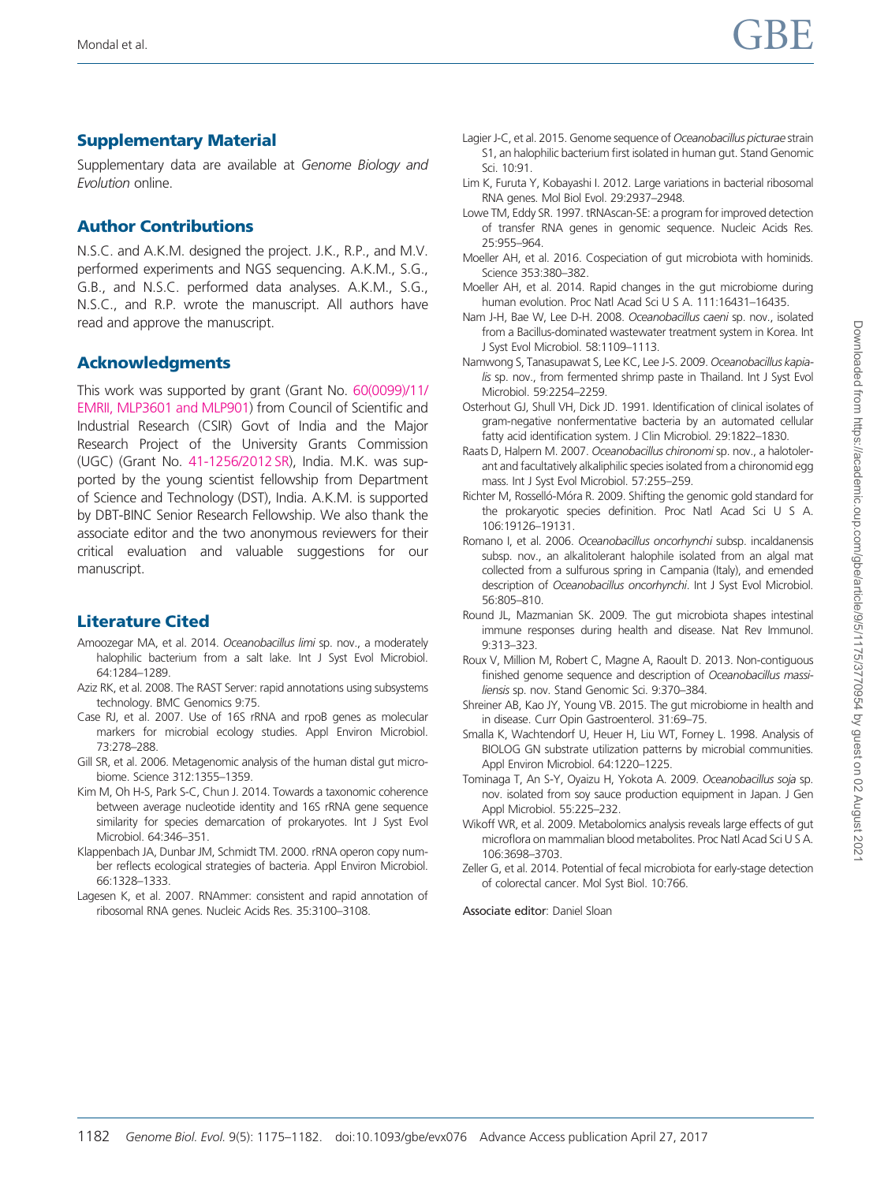## Supplementary Material

Supplementary data are available at *Genome Biology and Evolution* online.

## Author Contributions

N.S.C. and A.K.M. designed the project. J.K., R.P., and M.V. performed experiments and NGS sequencing. A.K.M., S.G., G.B., and N.S.C. performed data analyses. A.K.M., S.G., N.S.C., and R.P. wrote the manuscript. All authors have read and approve the manuscript.

## Acknowledgments

This work was supported by grant (Grant No. 60(0099)/11/EMRII, MLP3601 and MLP901) from Council of Scientific and Industrial Research (CSIR) Govt of India and the Major Research Project of the University Grants Commission (UGC) (Grant No. 41-1256/2012 SR), India. M.K. was supported by the young scientist fellowship from Department of Science and Technology (DST), India. A.K.M. is supported by DBT-BINC Senior Research Fellowship. We also thank the associate editor and the two anonymous reviewers for their critical evaluation and valuable suggestions for our manuscript.

## Literature Cited

Amoozegar MA, et al. 2014. *Oceanobacillus limi* sp. nov., a moderately halophilic bacterium from a salt lake. Int J Syst Evol Microbiol. 64:1284–1289.

Aziz RK, et al. 2008. The RAST Server: rapid annotations using subsystems technology. BMC Genomics 9:75.

Case RJ, et al. 2007. Use of 16S rRNA and rpoB genes as molecular markers for microbial ecology studies. Appl Environ Microbiol. 73:278–288.

Gill SR, et al. 2006. Metagenomic analysis of the human distal gut microbiome. Science 312:1355–1359.

Kim M, Oh H-S, Park S-C, Chun J. 2014. Towards a taxonomic coherence between average nucleotide identity and 16S rRNA gene sequence similarity for species demarcation of prokaryotes. Int J Syst Evol Microbiol. 64:346–351.

Klappenbach JA, Dunbar JM, Schmidt TM. 2000. rRNA operon copy number reflects ecological strategies of bacteria. Appl Environ Microbiol. 66:1328–1333.

Lagesen K, et al. 2007. RNAmmer: consistent and rapid annotation of ribosomal RNA genes. Nucleic Acids Res. 35:3100–3108.

Lagier J-C, et al. 2015. Genome sequence of *Oceanobacillus picturae* strain S1, an halophilic bacterium first isolated in human gut. Stand Genomic Sci. 10:91.

Lim K, Furuta Y, Kobayashi I. 2012. Large variations in bacterial ribosomal RNA genes. Mol Biol Evol. 29:2937–2948.

Lowe TM, Eddy SR. 1997. tRNAscan-SE: a program for improved detection of transfer RNA genes in genomic sequence. Nucleic Acids Res. 25:955–964.

Moeller AH, et al. 2016. Cospeciation of gut microbiota with hominids. Science 353:380–382.

Moeller AH, et al. 2014. Rapid changes in the gut microbiome during human evolution. Proc Natl Acad Sci U S A. 111:16431–16435.

Nam J-H, Bae W, Lee D-H. 2008. *Oceanobacillus caeni* sp. nov., isolated from a Bacillus-dominated wastewater treatment system in Korea. Int J Syst Evol Microbiol. 58:1109–1113.

Namwong S, Tanasupawat S, Lee KC, Lee J-S. 2009. *Oceanobacillus kapialis* sp. nov., from fermented shrimp paste in Thailand. Int J Syst Evol Microbiol. 59:2254–2259.

Osterhout GJ, Shull VH, Dick JD. 1991. Identification of clinical isolates of gram-negative nonfermentative bacteria by an automated cellular fatty acid identification system. J Clin Microbiol. 29:1822–1830.

Raats D, Halpern M. 2007. *Oceanobacillus chironomi* sp. nov., a halotolerant and facultatively alkaliphilic species isolated from a chironomid egg mass. Int J Syst Evol Microbiol. 57:255–259.

Richter M, Rosselló-Móra R. 2009. Shifting the genomic gold standard for the prokaryotic species definition. Proc Natl Acad Sci U S A. 106:19126–19131.

Romano I, et al. 2006. *Oceanobacillus oncorhynchi* subsp. incaldanensis subsp. nov., an alkalitolerant halophile isolated from an algal mat collected from a sulfurous spring in Campania (Italy), and emended description of *Oceanobacillus oncorhynchi*. Int J Syst Evol Microbiol. 56:805–810.

Round JL, Mazmanian SK. 2009. The gut microbiota shapes intestinal immune responses during health and disease. Nat Rev Immunol. 9:313–323.

Roux V, Million M, Robert C, Magne A, Raoult D. 2013. Non-contiguous finished genome sequence and description of *Oceanobacillus massiliensis* sp. nov. Stand Genomic Sci. 9:370–384.

Shreiner AB, Kao JY, Young VB. 2015. The gut microbiome in health and in disease. Curr Opin Gastroenterol. 31:69–75.

Smalla K, Wachtendorf U, Heuer H, Liu WT, Forney L. 1998. Analysis of BIOLOG GN substrate utilization patterns by microbial communities. Appl Environ Microbiol. 64:1220–1225.

Tominaga T, An S-Y, Oyaizu H, Yokota A. 2009. *Oceanobacillus soja* sp. nov. isolated from soy sauce production equipment in Japan. J Gen Appl Microbiol. 55:225–232.

Wikoff WR, et al. 2009. Metabolomics analysis reveals large effects of gut microflora on mammalian blood metabolites. Proc Natl Acad Sci U S A. 106:3698–3703.

Zeller G, et al. 2014. Potential of fecal microbiota for early-stage detection of colorectal cancer. Mol Syst Biol. 10:766.

**Associate editor**: Daniel Sloan